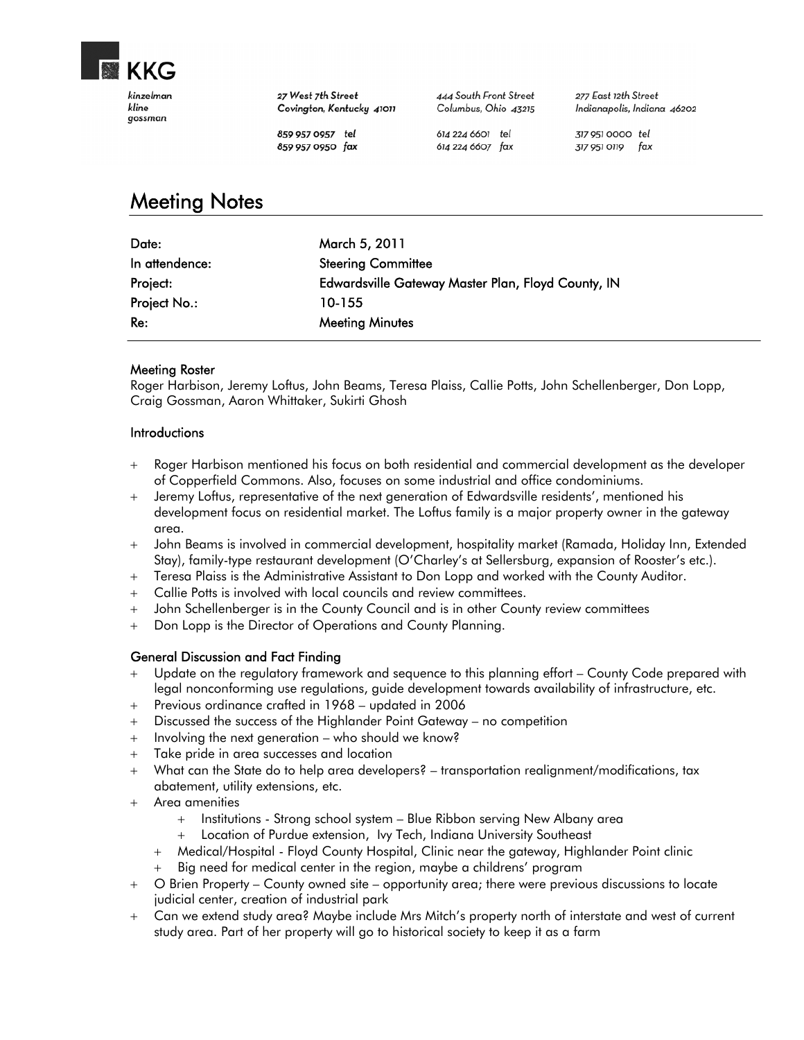# KKG

kinzelman
kline
gossman

27 West 7th Street
Covington, Kentucky 41011
859 957 0957 tel
859 957 0950 fax

444 South Front Street
Columbus, Ohio 43215
614 224 6601 tel
614 224 6607 fax

277 East 12th Street
Indianapolis, Indiana 46202
317 951 0000 tel
317 951 0119 fax

## Meeting Notes

| | |
|---|---|
| Date: | March 5, 2011 |
| In attendence: | Steering Committee |
| Project: | Edwardsville Gateway Master Plan, Floyd County, IN |
| Project No.: | 10-155 |
| Re: | Meeting Minutes |

### Meeting Roster

Roger Harbison, Jeremy Loftus, John Beams, Teresa Plaiss, Callie Potts, John Schellenberger, Don Lopp, Craig Gossman, Aaron Whittaker, Sukirti Ghosh

### Introductions

+ Roger Harbison mentioned his focus on both residential and commercial development as the developer of Copperfield Commons. Also, focuses on some industrial and office condominiums.
+ Jeremy Loftus, representative of the next generation of Edwardsville residents', mentioned his development focus on residential market. The Loftus family is a major property owner in the gateway area.
+ John Beams is involved in commercial development, hospitality market (Ramada, Holiday Inn, Extended Stay), family-type restaurant development (O'Charley's at Sellersburg, expansion of Rooster's etc.).
+ Teresa Plaiss is the Administrative Assistant to Don Lopp and worked with the County Auditor.
+ Callie Potts is involved with local councils and review committees.
+ John Schellenberger is in the County Council and is in other County review committees
+ Don Lopp is the Director of Operations and County Planning.

### General Discussion and Fact Finding

+ Update on the regulatory framework and sequence to this planning effort – County Code prepared with legal nonconforming use regulations, guide development towards availability of infrastructure, etc.
+ Previous ordinance crafted in 1968 – updated in 2006
+ Discussed the success of the Highlander Point Gateway – no competition
+ Involving the next generation – who should we know?
+ Take pride in area successes and location
+ What can the State do to help area developers? – transportation realignment/modifications, tax abatement, utility extensions, etc.
+ Area amenities
    + Institutions - Strong school system – Blue Ribbon serving New Albany area
    + Location of Purdue extension, Ivy Tech, Indiana University Southeast
    + Medical/Hospital - Floyd County Hospital, Clinic near the gateway, Highlander Point clinic
    + Big need for medical center in the region, maybe a childrens' program
+ O Brien Property – County owned site – opportunity area; there were previous discussions to locate judicial center, creation of industrial park
+ Can we extend study area? Maybe include Mrs Mitch's property north of interstate and west of current study area. Part of her property will go to historical society to keep it as a farm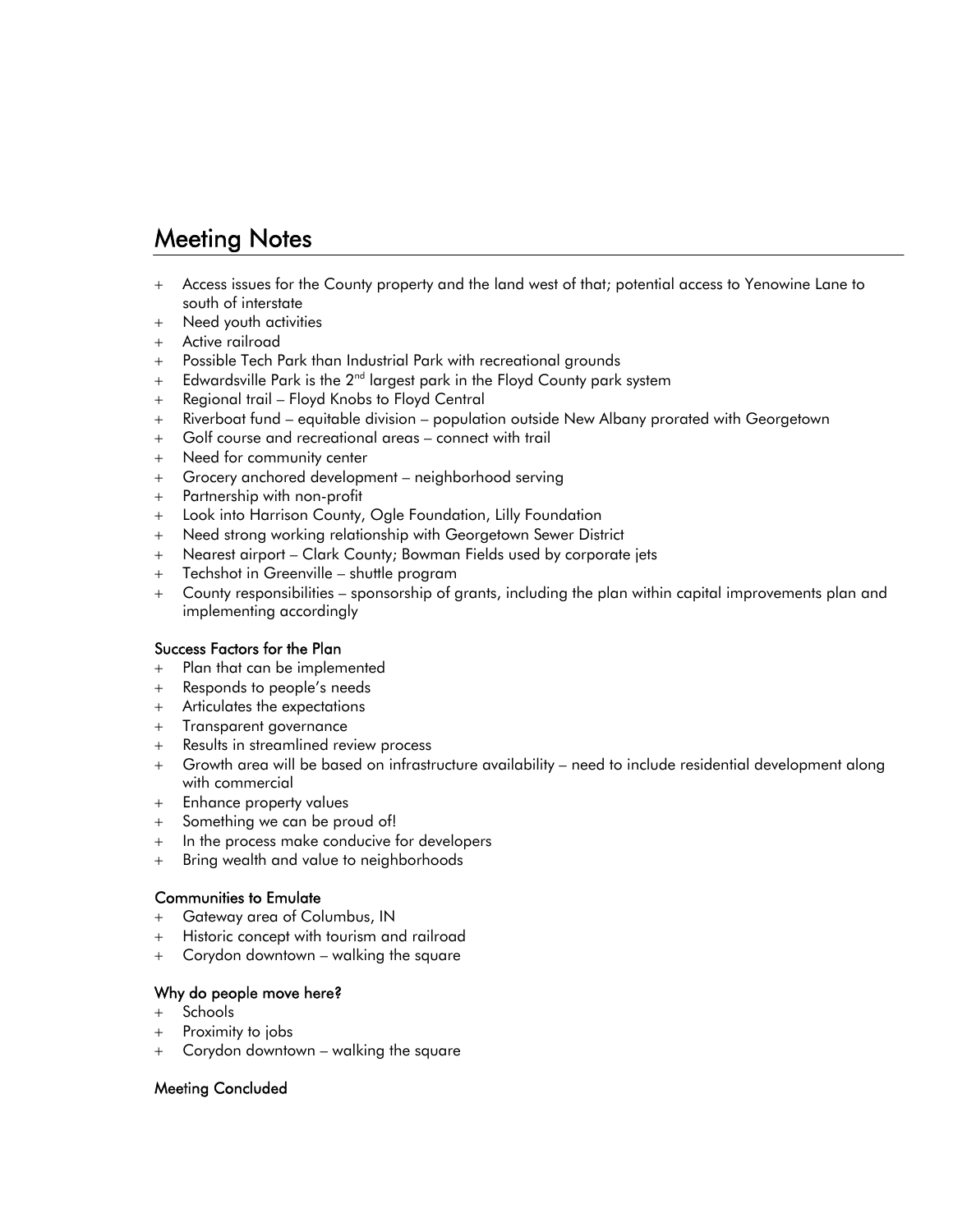## Meeting Notes

- Access issues for the County property and the land west of that; potential access to Yenowine Lane to south of interstate
- Need youth activities
- Active railroad
- Possible Tech Park than Industrial Park with recreational grounds
- Edwardsville Park is the 2nd largest park in the Floyd County park system
- Regional trail – Floyd Knobs to Floyd Central
- Riverboat fund – equitable division – population outside New Albany prorated with Georgetown
- Golf course and recreational areas – connect with trail
- Need for community center
- Grocery anchored development – neighborhood serving
- Partnership with non-profit
- Look into Harrison County, Ogle Foundation, Lilly Foundation
- Need strong working relationship with Georgetown Sewer District
- Nearest airport – Clark County; Bowman Fields used by corporate jets
- Techshot in Greenville – shuttle program
- County responsibilities – sponsorship of grants, including the plan within capital improvements plan and implementing accordingly

### Success Factors for the Plan

- Plan that can be implemented
- Responds to people's needs
- Articulates the expectations
- Transparent governance
- Results in streamlined review process
- Growth area will be based on infrastructure availability – need to include residential development along with commercial
- Enhance property values
- Something we can be proud of!
- In the process make conducive for developers
- Bring wealth and value to neighborhoods

### Communities to Emulate

- Gateway area of Columbus, IN
- Historic concept with tourism and railroad
- Corydon downtown – walking the square

### Why do people move here?

- Schools
- Proximity to jobs
- Corydon downtown – walking the square

### Meeting Concluded